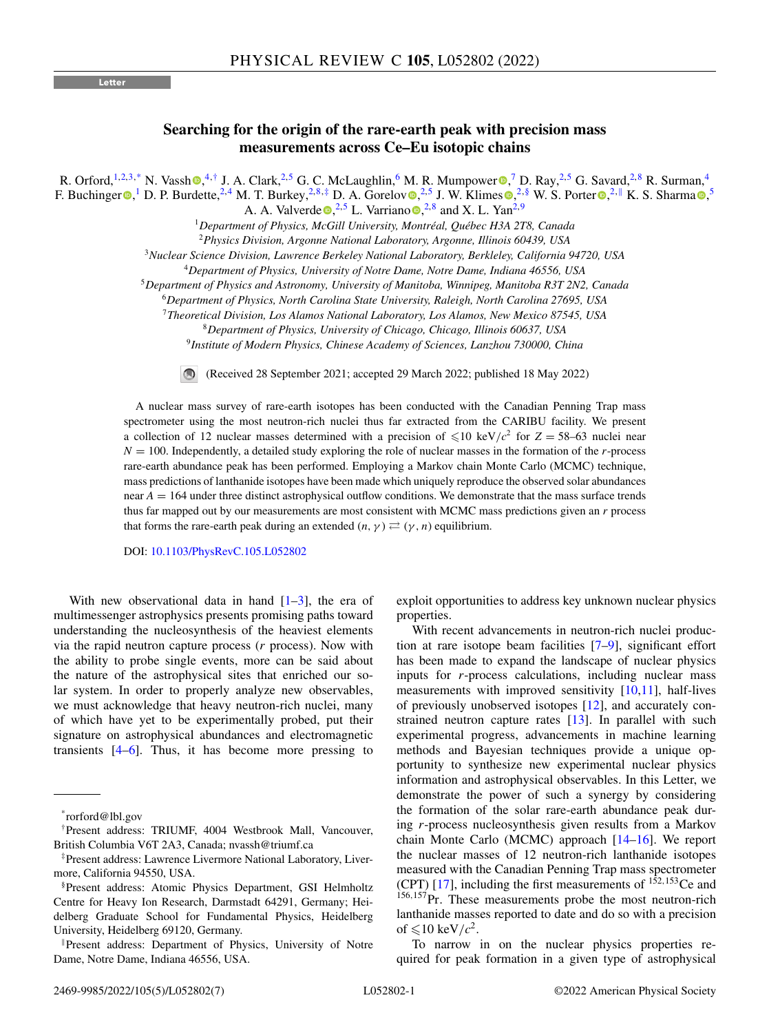Letter

# Searching for the origin of the rare-earth peak with precision mass measurements across Ce–Eu isotopic chains

R. Orford,[1,2,3,*] N. Vassh,[4,†] J. A. Clark,[2,5] G. C. McLaughlin,[6] M. R. Mumpower,[7] D. Ray,[2,5] G. Savard,[2,8] R. Surman,[4] F. Buchinger,[1] D. P. Burdette,[2,4] M. T. Burkey,[2,8,‡] D. A. Gorelov,[2,5] J. W. Klimes,[2,§] W. S. Porter,[2,∥] K. S. Sharma,[5] A. A. Valverde,[2,5] L. Varriano,[2,8] and X. L. Yan[2,9]

[1]Department of Physics, McGill University, Montréal, Québec H3A 2T8, Canada
[2]Physics Division, Argonne National Laboratory, Argonne, Illinois 60439, USA
[3]Nuclear Science Division, Lawrence Berkeley National Laboratory, Berkeley, California 94720, USA
[4]Department of Physics, University of Notre Dame, Notre Dame, Indiana 46556, USA
[5]Department of Physics and Astronomy, University of Manitoba, Winnipeg, Manitoba R3T 2N2, Canada
[6]Department of Physics, North Carolina State University, Raleigh, North Carolina 27695, USA
[7]Theoretical Division, Los Alamos National Laboratory, Los Alamos, New Mexico 87545, USA
[8]Department of Physics, University of Chicago, Chicago, Illinois 60637, USA
[9]Institute of Modern Physics, Chinese Academy of Sciences, Lanzhou 730000, China

(Received 28 September 2021; accepted 29 March 2022; published 18 May 2022)

A nuclear mass survey of rare-earth isotopes has been conducted with the Canadian Penning Trap mass spectrometer using the most neutron-rich nuclei thus far extracted from the CARIBU facility. We present a collection of 12 nuclear masses determined with a precision of $\leqslant 10$ keV/$c^2$ for $Z = 58$–63 nuclei near $N = 100$. Independently, a detailed study exploring the role of nuclear masses in the formation of the $r$-process rare-earth abundance peak has been performed. Employing a Markov chain Monte Carlo (MCMC) technique, mass predictions of lanthanide isotopes have been made which uniquely reproduce the observed solar abundances near $A = 164$ under three distinct astrophysical outflow conditions. We demonstrate that the mass surface trends thus far mapped out by our measurements are most consistent with MCMC mass predictions given an $r$ process that forms the rare-earth peak during an extended $(n, \gamma) \rightleftarrows (\gamma, n)$ equilibrium.

DOI: 10.1103/PhysRevC.105.L052802

With new observational data in hand [1–3], the era of multimessenger astrophysics presents promising paths toward understanding the nucleosynthesis of the heaviest elements via the rapid neutron capture process ($r$ process). Now with the ability to probe single events, more can be said about the nature of the astrophysical sites that enriched our solar system. In order to properly analyze new observables, we must acknowledge that heavy neutron-rich nuclei, many of which have yet to be experimentally probed, put their signature on astrophysical abundances and electromagnetic transients [4–6]. Thus, it has become more pressing to exploit opportunities to address key unknown nuclear physics properties.

With recent advancements in neutron-rich nuclei production at rare isotope beam facilities [7–9], significant effort has been made to expand the landscape of nuclear physics inputs for $r$-process calculations, including nuclear mass measurements with improved sensitivity [10,11], half-lives of previously unobserved isotopes [12], and accurately constrained neutron capture rates [13]. In parallel with such experimental progress, advancements in machine learning methods and Bayesian techniques provide a unique opportunity to synthesize new experimental nuclear physics information and astrophysical observables. In this Letter, we demonstrate the power of such a synergy by considering the formation of the solar rare-earth abundance peak during $r$-process nucleosynthesis given results from a Markov chain Monte Carlo (MCMC) approach [14–16]. We report the nuclear masses of 12 neutron-rich lanthanide isotopes measured with the Canadian Penning Trap mass spectrometer (CPT) [17], including the first measurements of $^{152,153}$Ce and $^{156,157}$Pr. These measurements probe the most neutron-rich lanthanide masses reported to date and do so with a precision of $\leqslant 10$ keV/$c^2$.

To narrow in on the nuclear physics properties required for peak formation in a given type of astrophysical

---

*rorford@lbl.gov
†Present address: TRIUMF, 4004 Westbrook Mall, Vancouver, British Columbia V6T 2A3, Canada; nvassh@triumf.ca
‡Present address: Lawrence Livermore National Laboratory, Livermore, California 94550, USA.
§Present address: Atomic Physics Department, GSI Helmholtz Centre for Heavy Ion Research, Darmstadt 64291, Germany; Heidelberg Graduate School for Fundamental Physics, Heidelberg University, Heidelberg 69120, Germany.
∥Present address: Department of Physics, University of Notre Dame, Notre Dame, Indiana 46556, USA.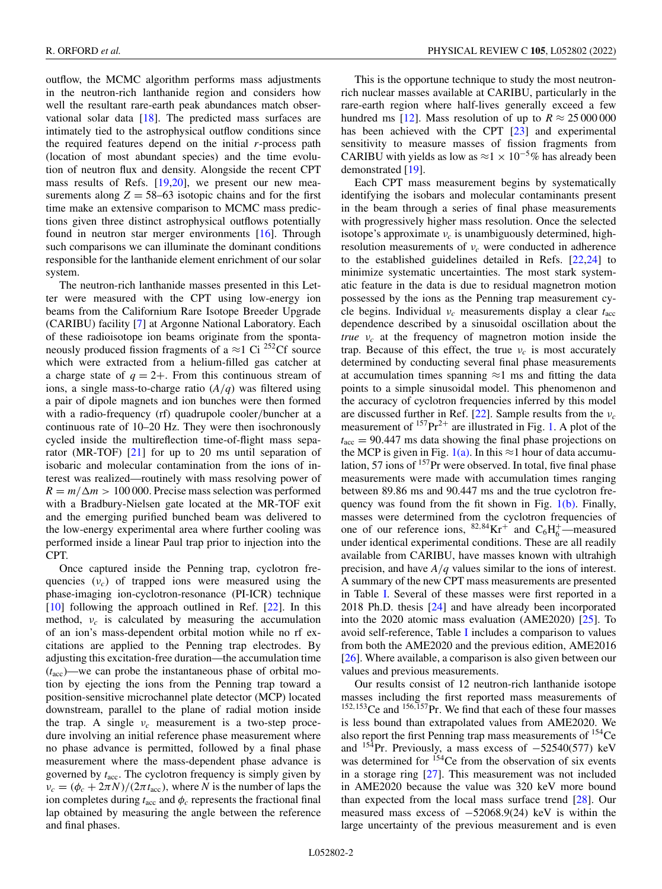outflow, the MCMC algorithm performs mass adjustments in the neutron-rich lanthanide region and considers how well the resultant rare-earth peak abundances match observational solar data [18]. The predicted mass surfaces are intimately tied to the astrophysical outflow conditions since the required features depend on the initial *r*-process path (location of most abundant species) and the time evolution of neutron flux and density. Alongside the recent CPT mass results of Refs. [19,20], we present our new measurements along $Z = 58$–63 isotopic chains and for the first time make an extensive comparison to MCMC mass predictions given three distinct astrophysical outflows potentially found in neutron star merger environments [16]. Through such comparisons we can illuminate the dominant conditions responsible for the lanthanide element enrichment of our solar system.

The neutron-rich lanthanide masses presented in this Letter were measured with the CPT using low-energy ion beams from the Californium Rare Isotope Breeder Upgrade (CARIBU) facility [7] at Argonne National Laboratory. Each of these radioisotope ion beams originate from the spontaneously produced fission fragments of a $\approx$1 Ci $^{252}$Cf source which were extracted from a helium-filled gas catcher at a charge state of $q = 2+$. From this continuous stream of ions, a single mass-to-charge ratio ($A/q$) was filtered using a pair of dipole magnets and ion bunches were then formed with a radio-frequency (rf) quadrupole cooler/buncher at a continuous rate of 10–20 Hz. They were then isochronously cycled inside the multireflection time-of-flight mass separator (MR-TOF) [21] for up to 20 ms until separation of isobaric and molecular contamination from the ions of interest was realized—routinely with mass resolving power of $R = m/\Delta m > 100\,000$. Precise mass selection was performed with a Bradbury-Nielsen gate located at the MR-TOF exit and the emerging purified bunched beam was delivered to the low-energy experimental area where further cooling was performed inside a linear Paul trap prior to injection into the CPT.

Once captured inside the Penning trap, cyclotron frequencies ($\nu_c$) of trapped ions were measured using the phase-imaging ion-cyclotron-resonance (PI-ICR) technique [10] following the approach outlined in Ref. [22]. In this method, $\nu_c$ is calculated by measuring the accumulation of an ion's mass-dependent orbital motion while no rf excitations are applied to the Penning trap electrodes. By adjusting this excitation-free duration—the accumulation time ($t_{\mathrm{acc}}$)—we can probe the instantaneous phase of orbital motion by ejecting the ions from the Penning trap toward a position-sensitive microchannel plate detector (MCP) located downstream, parallel to the plane of radial motion inside the trap. A single $\nu_c$ measurement is a two-step procedure involving an initial reference phase measurement where no phase advance is permitted, followed by a final phase measurement where the mass-dependent phase advance is governed by $t_{\mathrm{acc}}$. The cyclotron frequency is simply given by $\nu_c = (\phi_c + 2\pi N)/(2\pi t_{\mathrm{acc}})$, where $N$ is the number of laps the ion completes during $t_{\mathrm{acc}}$ and $\phi_c$ represents the fractional final lap obtained by measuring the angle between the reference and final phases.

This is the opportune technique to study the most neutron-rich nuclear masses available at CARIBU, particularly in the rare-earth region where half-lives generally exceed a few hundred ms [12]. Mass resolution of up to $R \approx 25\,000\,000$ has been achieved with the CPT [23] and experimental sensitivity to measure masses of fission fragments from CARIBU with yields as low as $\approx 1 \times 10^{-5}$% has already been demonstrated [19].

Each CPT mass measurement begins by systematically identifying the isobars and molecular contaminants present in the beam through a series of final phase measurements with progressively higher mass resolution. Once the selected isotope's approximate $\nu_c$ is unambiguously determined, high-resolution measurements of $\nu_c$ were conducted in adherence to the established guidelines detailed in Refs. [22,24] to minimize systematic uncertainties. The most stark systematic feature in the data is due to residual magnetron motion possessed by the ions as the Penning trap measurement cycle begins. Individual $\nu_c$ measurements display a clear $t_{\mathrm{acc}}$ dependence described by a sinusoidal oscillation about the *true* $\nu_c$ at the frequency of magnetron motion inside the trap. Because of this effect, the true $\nu_c$ is most accurately determined by conducting several final phase measurements at accumulation times spanning $\approx$1 ms and fitting the data points to a simple sinusoidal model. This phenomenon and the accuracy of cyclotron frequencies inferred by this model are discussed further in Ref. [22]. Sample results from the $\nu_c$ measurement of $^{157}$Pr$^{2+}$ are illustrated in Fig. 1. A plot of the $t_{\mathrm{acc}} = 90.447$ ms data showing the final phase projections on the MCP is given in Fig. 1(a). In this $\approx$1 hour of data accumulation, 57 ions of $^{157}$Pr were observed. In total, five final phase measurements were made with accumulation times ranging between 89.86 ms and 90.447 ms and the true cyclotron frequency was found from the fit shown in Fig. 1(b). Finally, masses were determined from the cyclotron frequencies of one of our reference ions, $^{82,84}$Kr$^+$ and $C_6H_6^+$—measured under identical experimental conditions. These are all readily available from CARIBU, have masses known with ultrahigh precision, and have $A/q$ values similar to the ions of interest. A summary of the new CPT mass measurements are presented in Table I. Several of these masses were first reported in a 2018 Ph.D. thesis [24] and have already been incorporated into the 2020 atomic mass evaluation (AME2020) [25]. To avoid self-reference, Table I includes a comparison to values from both the AME2020 and the previous edition, AME2016 [26]. Where available, a comparison is also given between our values and previous measurements.

Our results consist of 12 neutron-rich lanthanide isotope masses including the first reported mass measurements of $^{152,153}$Ce and $^{156,157}$Pr. We find that each of these four masses is less bound than extrapolated values from AME2020. We also report the first Penning trap mass measurements of $^{154}$Ce and $^{154}$Pr. Previously, a mass excess of $-52540(577)$ keV was determined for $^{154}$Ce from the observation of six events in a storage ring [27]. This measurement was not included in AME2020 because the value was 320 keV more bound than expected from the local mass surface trend [28]. Our measured mass excess of $-52068.9(24)$ keV is within the large uncertainty of the previous measurement and is even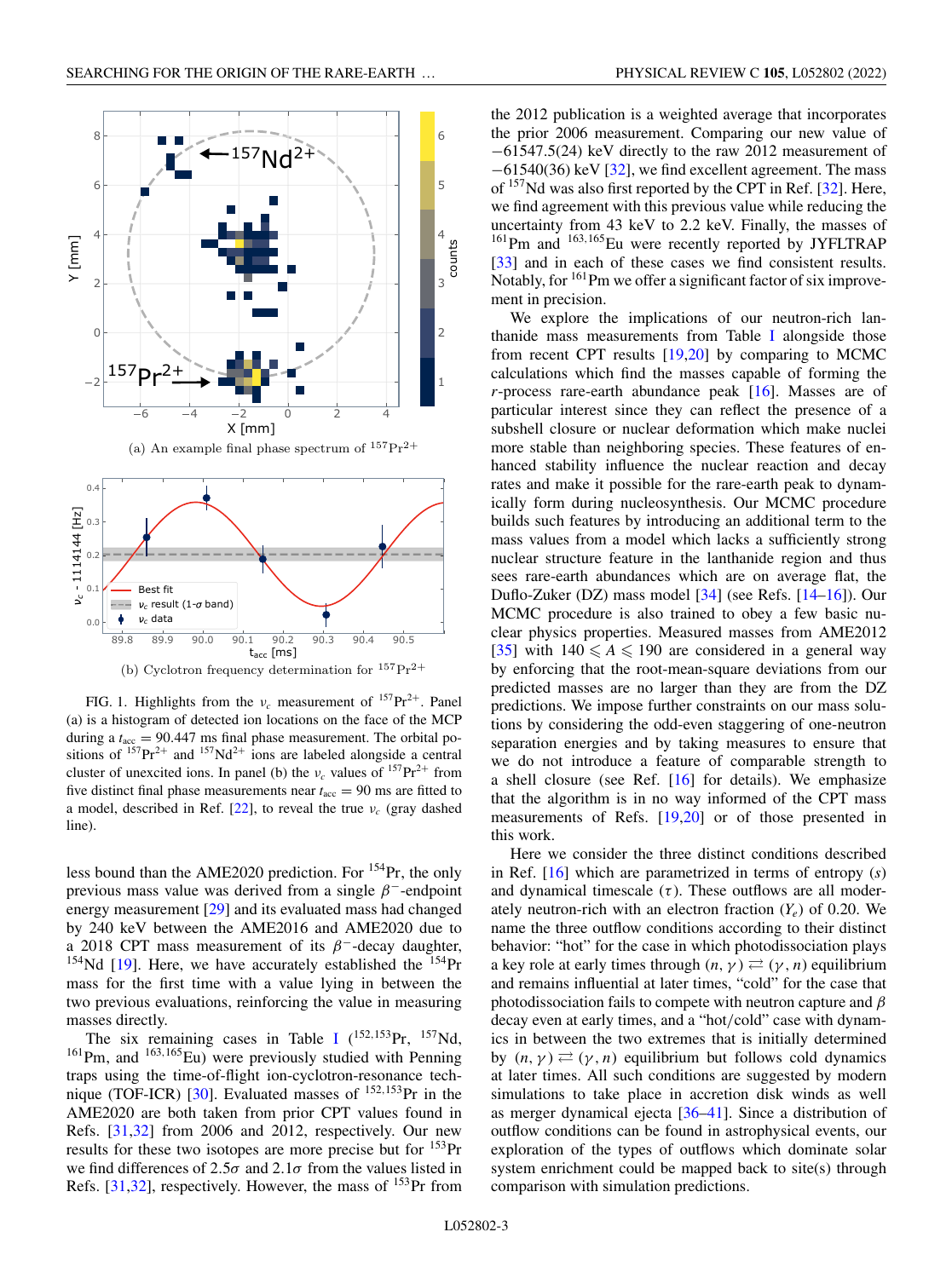(a) An example final phase spectrum of $^{157}Pr^{2+}$

(b) Cyclotron frequency determination for $^{157}Pr^{2+}$

FIG. 1. Highlights from the $\nu_c$ measurement of $^{157}Pr^{2+}$. Panel (a) is a histogram of detected ion locations on the face of the MCP during a $t_{acc} = 90.447$ ms final phase measurement. The orbital positions of $^{157}Pr^{2+}$ and $^{157}Nd^{2+}$ ions are labeled alongside a central cluster of unexcited ions. In panel (b) the $\nu_c$ values of $^{157}Pr^{2+}$ from five distinct final phase measurements near $t_{acc} = 90$ ms are fitted to a model, described in Ref. [22], to reveal the true $\nu_c$ (gray dashed line).

less bound than the AME2020 prediction. For $^{154}$Pr, the only previous mass value was derived from a single $\beta^-$-endpoint energy measurement [29] and its evaluated mass had changed by 240 keV between the AME2016 and AME2020 due to a 2018 CPT mass measurement of its $\beta^-$-decay daughter, $^{154}$Nd [19]. Here, we have accurately established the $^{154}$Pr mass for the first time with a value lying in between the two previous evaluations, reinforcing the value in measuring masses directly.

The six remaining cases in Table I ($^{152,153}$Pr, $^{157}$Nd, $^{161}$Pm, and $^{163,165}$Eu) were previously studied with Penning traps using the time-of-flight ion-cyclotron-resonance technique (TOF-ICR) [30]. Evaluated masses of $^{152,153}$Pr in the AME2020 are both taken from prior CPT values found in Refs. [31,32] from 2006 and 2012, respectively. Our new results for these two isotopes are more precise but for $^{153}$Pr we find differences of 2.5$\sigma$ and 2.1$\sigma$ from the values listed in Refs. [31,32], respectively. However, the mass of $^{153}$Pr from the 2012 publication is a weighted average that incorporates the prior 2006 measurement. Comparing our new value of −61547.5(24) keV directly to the raw 2012 measurement of −61540(36) keV [32], we find excellent agreement. The mass of $^{157}$Nd was also first reported by the CPT in Ref. [32]. Here, we find agreement with this previous value while reducing the uncertainty from 43 keV to 2.2 keV. Finally, the masses of $^{161}$Pm and $^{163,165}$Eu were recently reported by JYFLTRAP [33] and in each of these cases we find consistent results. Notably, for $^{161}$Pm we offer a significant factor of six improvement in precision.

We explore the implications of our neutron-rich lanthanide mass measurements from Table I alongside those from recent CPT results [19,20] by comparing to MCMC calculations which find the masses capable of forming the *r*-process rare-earth abundance peak [16]. Masses are of particular interest since they can reflect the presence of a subshell closure or nuclear deformation which make nuclei more stable than neighboring species. These features of enhanced stability influence the nuclear reaction and decay rates and make it possible for the rare-earth peak to dynamically form during nucleosynthesis. Our MCMC procedure builds such features by introducing an additional term to the mass values from a model which lacks a sufficiently strong nuclear structure feature in the lanthanide region and thus sees rare-earth abundances which are on average flat, the Duflo-Zuker (DZ) mass model [34] (see Refs. [14–16]). Our MCMC procedure is also trained to obey a few basic nuclear physics properties. Measured masses from AME2012 [35] with $140 \leqslant A \leqslant 190$ are considered in a general way by enforcing that the root-mean-square deviations from our predicted masses are no larger than they are from the DZ predictions. We impose further constraints on our mass solutions by considering the odd-even staggering of one-neutron separation energies and by taking measures to ensure that we do not introduce a feature of comparable strength to a shell closure (see Ref. [16] for details). We emphasize that the algorithm is in no way informed of the CPT mass measurements of Refs. [19,20] or of those presented in this work.

Here we consider the three distinct conditions described in Ref. [16] which are parametrized in terms of entropy ($s$) and dynamical timescale ($\tau$). These outflows are all moderately neutron-rich with an electron fraction ($Y_e$) of 0.20. We name the three outflow conditions according to their distinct behavior: "hot" for the case in which photodissociation plays a key role at early times through $(n,\gamma) \rightleftarrows (\gamma,n)$ equilibrium and remains influential at later times, "cold" for the case that photodissociation fails to compete with neutron capture and $\beta$ decay even at early times, and a "hot/cold" case with dynamics in between the two extremes that is initially determined by $(n,\gamma) \rightleftarrows (\gamma,n)$ equilibrium but follows cold dynamics at later times. All such conditions are suggested by modern simulations to take place in accretion disk winds as well as merger dynamical ejecta [36–41]. Since a distribution of outflow conditions can be found in astrophysical events, our exploration of the types of outflows which dominate solar system enrichment could be mapped back to site(s) through comparison with simulation predictions.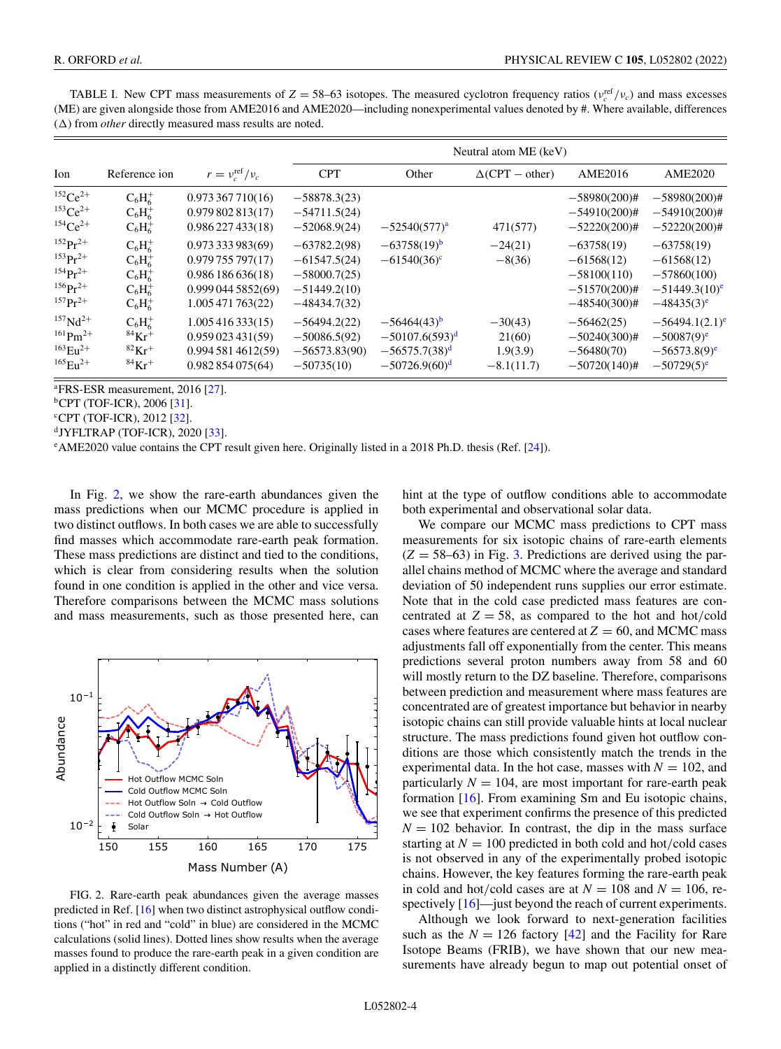TABLE I. New CPT mass measurements of $Z = 58$–63 isotopes. The measured cyclotron frequency ratios ($\nu_c^{\mathrm{ref}}/\nu_c$) and mass excesses (ME) are given alongside those from AME2016 and AME2020—including nonexperimental values denoted by #. Where available, differences ($\Delta$) from *other* directly measured mass results are noted.

| Ion | Reference ion | $r = \nu_c^{\mathrm{ref}}/\nu_c$ | Neutral atom ME (keV) | | | | |
|---|---|---|---|---|---|---|---|
| | | | CPT | Other | $\Delta$(CPT − other) | AME2016 | AME2020 |
| $^{152}Ce^{2+}$ | $C_6H_6^+$ | 0.973 367 710(16) | −58878.3(23) | | | −58980(200)# | −58980(200)# |
| $^{153}Ce^{2+}$ | $C_6H_6^+$ | 0.979 802 813(17) | −54711.5(24) | | | −54910(200)# | −54910(200)# |
| $^{154}Ce^{2+}$ | $C_6H_6^+$ | 0.986 227 433(18) | −52068.9(24) | −52540(577)[a] | 471(577) | −52220(200)# | −52220(200)# |
| $^{152}Pr^{2+}$ | $C_6H_6^+$ | 0.973 333 983(69) | −63782.2(98) | −63758(19)[b] | −24(21) | −63758(19) | −63758(19) |
| $^{153}Pr^{2+}$ | $C_6H_6^+$ | 0.979 755 797(17) | −61547.5(24) | −61540(36)[c] | −8(36) | −61568(12) | −61568(12) |
| $^{154}Pr^{2+}$ | $C_6H_6^+$ | 0.986 186 636(18) | −58000.7(25) | | | −58100(110) | −57860(100) |
| $^{156}Pr^{2+}$ | $C_6H_6^+$ | 0.999 044 5852(69) | −51449.2(10) | | | −51570(200)# | −51449.3(10)[e] |
| $^{157}Pr^{2+}$ | $C_6H_6^+$ | 1.005 471 763(22) | −48434.7(32) | | | −48540(300)# | −48435(3)[e] |
| $^{157}Nd^{2+}$ | $C_6H_6^+$ | 1.005 416 333(15) | −56494.2(22) | −56464(43)[b] | −30(43) | −56462(25) | −56494.1(2.1)[e] |
| $^{161}Pm^{2+}$ | $^{84}Kr^+$ | 0.959 023 431(59) | −50086.5(92) | −50107.6(593)[d] | 21(60) | −50240(300)# | −50087(9)[e] |
| $^{163}Eu^{2+}$ | $^{82}Kr^+$ | 0.994 581 4612(59) | −56573.83(90) | −56575.7(38)[d] | 1.9(3.9) | −56480(70) | −56573.8(9)[e] |
| $^{165}Eu^{2+}$ | $^{84}Kr^+$ | 0.982 854 075(64) | −50735(10) | −50726.9(60)[d] | −8.1(11.7) | −50720(140)# | −50729(5)[e] |

[a]FRS-ESR measurement, 2016 [27].
[b]CPT (TOF-ICR), 2006 [31].
[c]CPT (TOF-ICR), 2012 [32].
[d]JYFLTRAP (TOF-ICR), 2020 [33].
[e]AME2020 value contains the CPT result given here. Originally listed in a 2018 Ph.D. thesis (Ref. [24]).

In Fig. 2, we show the rare-earth abundances given the mass predictions when our MCMC procedure is applied in two distinct outflows. In both cases we are able to successfully find masses which accommodate rare-earth peak formation. These mass predictions are distinct and tied to the conditions, which is clear from considering results when the solution found in one condition is applied in the other and vice versa. Therefore comparisons between the MCMC mass solutions and mass measurements, such as those presented here, can hint at the type of outflow conditions able to accommodate both experimental and observational solar data.

FIG. 2. Rare-earth peak abundances given the average masses predicted in Ref. [16] when two distinct astrophysical outflow conditions ("hot" in red and "cold" in blue) are considered in the MCMC calculations (solid lines). Dotted lines show results when the average masses found to produce the rare-earth peak in a given condition are applied in a distinctly different condition.

We compare our MCMC mass predictions to CPT mass measurements for six isotopic chains of rare-earth elements ($Z = 58$–63) in Fig. 3. Predictions are derived using the parallel chains method of MCMC where the average and standard deviation of 50 independent runs supplies our error estimate. Note that in the cold case predicted mass features are concentrated at $Z = 58$, as compared to the hot and hot/cold cases where features are centered at $Z = 60$, and MCMC mass adjustments fall off exponentially from the center. This means predictions several proton numbers away from 58 and 60 will mostly return to the DZ baseline. Therefore, comparisons between prediction and measurement where mass features are concentrated are of greatest importance but behavior in nearby isotopic chains can still provide valuable hints at local nuclear structure. The mass predictions found given hot outflow conditions are those which consistently match the trends in the experimental data. In the hot case, masses with $N = 102$, and particularly $N = 104$, are most important for rare-earth peak formation [16]. From examining Sm and Eu isotopic chains, we see that experiment confirms the presence of this predicted $N = 102$ behavior. In contrast, the dip in the mass surface starting at $N = 100$ predicted in both cold and hot/cold cases is not observed in any of the experimentally probed isotopic chains. However, the key features forming the rare-earth peak in cold and hot/cold cases are at $N = 108$ and $N = 106$, respectively [16]—just beyond the reach of current experiments.

Although we look forward to next-generation facilities such as the $N = 126$ factory [42] and the Facility for Rare Isotope Beams (FRIB), we have shown that our new measurements have already begun to map out potential onset of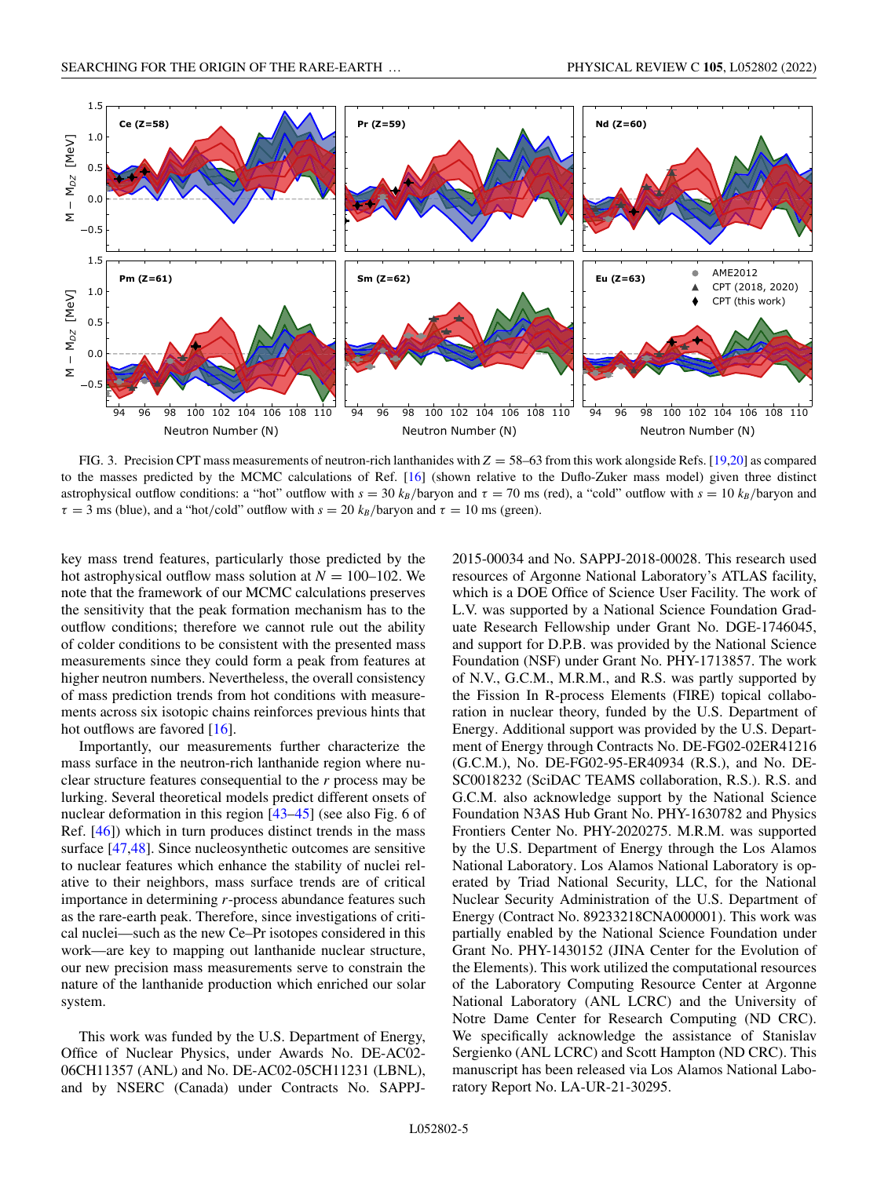FIG. 3. Precision CPT mass measurements of neutron-rich lanthanides with $Z = 58$–63 from this work alongside Refs. [19,20] as compared to the masses predicted by the MCMC calculations of Ref. [16] (shown relative to the Duflo-Zuker mass model) given three distinct astrophysical outflow conditions: a "hot" outflow with $s = 30$ $k_B$/baryon and $\tau = 70$ ms (red), a "cold" outflow with $s = 10$ $k_B$/baryon and $\tau = 3$ ms (blue), and a "hot/cold" outflow with $s = 20$ $k_B$/baryon and $\tau = 10$ ms (green).

key mass trend features, particularly those predicted by the hot astrophysical outflow mass solution at $N = 100$–102. We note that the framework of our MCMC calculations preserves the sensitivity that the peak formation mechanism has to the outflow conditions; therefore we cannot rule out the ability of colder conditions to be consistent with the presented mass measurements since they could form a peak from features at higher neutron numbers. Nevertheless, the overall consistency of mass prediction trends from hot conditions with measurements across six isotopic chains reinforces previous hints that hot outflows are favored [16].

Importantly, our measurements further characterize the mass surface in the neutron-rich lanthanide region where nuclear structure features consequential to the *r* process may be lurking. Several theoretical models predict different onsets of nuclear deformation in this region [43–45] (see also Fig. 6 of Ref. [46]) which in turn produces distinct trends in the mass surface [47,48]. Since nucleosynthetic outcomes are sensitive to nuclear features which enhance the stability of nuclei relative to their neighbors, mass surface trends are of critical importance in determining *r*-process abundance features such as the rare-earth peak. Therefore, since investigations of critical nuclei—such as the new Ce–Pr isotopes considered in this work—are key to mapping out lanthanide nuclear structure, our new precision mass measurements serve to constrain the nature of the lanthanide production which enriched our solar system.

This work was funded by the U.S. Department of Energy, Office of Nuclear Physics, under Awards No. DE-AC02-06CH11357 (ANL) and No. DE-AC02-05CH11231 (LBNL), and by NSERC (Canada) under Contracts No. SAPPJ-2015-00034 and No. SAPPJ-2018-00028. This research used resources of Argonne National Laboratory's ATLAS facility, which is a DOE Office of Science User Facility. The work of L.V. was supported by a National Science Foundation Graduate Research Fellowship under Grant No. DGE-1746045, and support for D.P.B. was provided by the National Science Foundation (NSF) under Grant No. PHY-1713857. The work of N.V., G.C.M., M.R.M., and R.S. was partly supported by the Fission In R-process Elements (FIRE) topical collaboration in nuclear theory, funded by the U.S. Department of Energy. Additional support was provided by the U.S. Department of Energy through Contracts No. DE-FG02-02ER41216 (G.C.M.), No. DE-FG02-95-ER40934 (R.S.), and No. DE-SC0018232 (SciDAC TEAMS collaboration, R.S.). R.S. and G.C.M. also acknowledge support by the National Science Foundation N3AS Hub Grant No. PHY-1630782 and Physics Frontiers Center No. PHY-2020275. M.R.M. was supported by the U.S. Department of Energy through the Los Alamos National Laboratory. Los Alamos National Laboratory is operated by Triad National Security, LLC, for the National Nuclear Security Administration of the U.S. Department of Energy (Contract No. 89233218CNA000001). This work was partially enabled by the National Science Foundation under Grant No. PHY-1430152 (JINA Center for the Evolution of the Elements). This work utilized the computational resources of the Laboratory Computing Resource Center at Argonne National Laboratory (ANL LCRC) and the University of Notre Dame Center for Research Computing (ND CRC). We specifically acknowledge the assistance of Stanislav Sergienko (ANL LCRC) and Scott Hampton (ND CRC). This manuscript has been released via Los Alamos National Laboratory Report No. LA-UR-21-30295.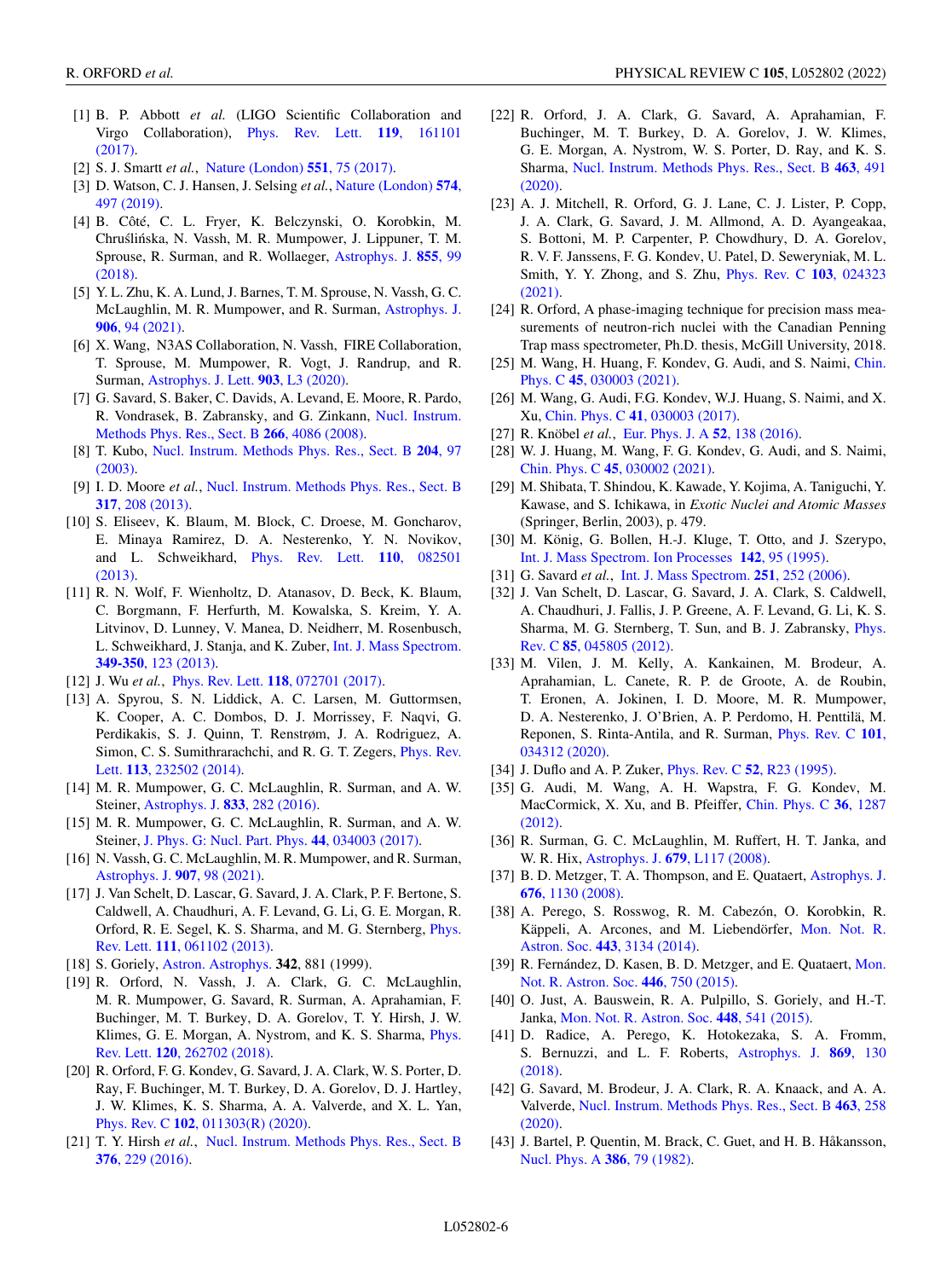[1] B. P. Abbott *et al.* (LIGO Scientific Collaboration and Virgo Collaboration), Phys. Rev. Lett. **119**, 161101 (2017).

[2] S. J. Smartt *et al.*, Nature (London) **551**, 75 (2017).

[3] D. Watson, C. J. Hansen, J. Selsing *et al.*, Nature (London) **574**, 497 (2019).

[4] B. Côté, C. L. Fryer, K. Belczynski, O. Korobkin, M. Chruślińska, N. Vassh, M. R. Mumpower, J. Lippuner, T. M. Sprouse, R. Surman, and R. Wollaeger, Astrophys. J. **855**, 99 (2018).

[5] Y. L. Zhu, K. A. Lund, J. Barnes, T. M. Sprouse, N. Vassh, G. C. McLaughlin, M. R. Mumpower, and R. Surman, Astrophys. J. **906**, 94 (2021).

[6] X. Wang, N3AS Collaboration, N. Vassh, FIRE Collaboration, T. Sprouse, M. Mumpower, R. Vogt, J. Randrup, and R. Surman, Astrophys. J. Lett. **903**, L3 (2020).

[7] G. Savard, S. Baker, C. Davids, A. Levand, E. Moore, R. Pardo, R. Vondrasek, B. Zabransky, and G. Zinkann, Nucl. Instrum. Methods Phys. Res., Sect. B **266**, 4086 (2008).

[8] T. Kubo, Nucl. Instrum. Methods Phys. Res., Sect. B **204**, 97 (2003).

[9] I. D. Moore *et al.*, Nucl. Instrum. Methods Phys. Res., Sect. B **317**, 208 (2013).

[10] S. Eliseev, K. Blaum, M. Block, C. Droese, M. Goncharov, E. Minaya Ramirez, D. A. Nesterenko, Y. N. Novikov, and L. Schweikhard, Phys. Rev. Lett. **110**, 082501 (2013).

[11] R. N. Wolf, F. Wienholtz, D. Atanasov, D. Beck, K. Blaum, C. Borgmann, F. Herfurth, M. Kowalska, S. Kreim, Y. A. Litvinov, D. Lunney, V. Manea, D. Neidherr, M. Rosenbusch, L. Schweikhard, J. Stanja, and K. Zuber, Int. J. Mass Spectrom. **349-350**, 123 (2013).

[12] J. Wu *et al.*, Phys. Rev. Lett. **118**, 072701 (2017).

[13] A. Spyrou, S. N. Liddick, A. C. Larsen, M. Guttormsen, K. Cooper, A. C. Dombos, D. J. Morrissey, F. Naqvi, G. Perdikakis, S. J. Quinn, T. Renstrøm, J. A. Rodriguez, A. Simon, C. S. Sumithrarachchi, and R. G. T. Zegers, Phys. Rev. Lett. **113**, 232502 (2014).

[14] M. R. Mumpower, G. C. McLaughlin, R. Surman, and A. W. Steiner, Astrophys. J. **833**, 282 (2016).

[15] M. R. Mumpower, G. C. McLaughlin, R. Surman, and A. W. Steiner, J. Phys. G: Nucl. Part. Phys. **44**, 034003 (2017).

[16] N. Vassh, G. C. McLaughlin, M. R. Mumpower, and R. Surman, Astrophys. J. **907**, 98 (2021).

[17] J. Van Schelt, D. Lascar, G. Savard, J. A. Clark, P. F. Bertone, S. Caldwell, A. Chaudhuri, A. F. Levand, G. Li, G. E. Morgan, R. Orford, R. E. Segel, K. S. Sharma, and M. G. Sternberg, Phys. Rev. Lett. **111**, 061102 (2013).

[18] S. Goriely, Astron. Astrophys. **342**, 881 (1999).

[19] R. Orford, N. Vassh, J. A. Clark, G. C. McLaughlin, M. R. Mumpower, G. Savard, R. Surman, A. Aprahamian, F. Buchinger, M. T. Burkey, D. A. Gorelov, T. Y. Hirsh, J. W. Klimes, G. E. Morgan, A. Nystrom, and K. S. Sharma, Phys. Rev. Lett. **120**, 262702 (2018).

[20] R. Orford, F. G. Kondev, G. Savard, J. A. Clark, W. S. Porter, D. Ray, F. Buchinger, M. T. Burkey, D. A. Gorelov, D. J. Hartley, J. W. Klimes, K. S. Sharma, A. A. Valverde, and X. L. Yan, Phys. Rev. C **102**, 011303(R) (2020).

[21] T. Y. Hirsh *et al.*, Nucl. Instrum. Methods Phys. Res., Sect. B **376**, 229 (2016).

[22] R. Orford, J. A. Clark, G. Savard, A. Aprahamian, F. Buchinger, M. T. Burkey, D. A. Gorelov, J. W. Klimes, G. E. Morgan, A. Nystrom, W. S. Porter, D. Ray, and K. S. Sharma, Nucl. Instrum. Methods Phys. Res., Sect. B **463**, 491 (2020).

[23] A. J. Mitchell, R. Orford, G. J. Lane, C. J. Lister, P. Copp, J. A. Clark, G. Savard, J. M. Allmond, A. D. Ayangeakaa, S. Bottoni, M. P. Carpenter, P. Chowdhury, D. A. Gorelov, R. V. F. Janssens, F. G. Kondev, U. Patel, D. Seweryniak, M. L. Smith, Y. Y. Zhong, and S. Zhu, Phys. Rev. C **103**, 024323 (2021).

[24] R. Orford, A phase-imaging technique for precision mass measurements of neutron-rich nuclei with the Canadian Penning Trap mass spectrometer, Ph.D. thesis, McGill University, 2018.

[25] M. Wang, H. Huang, F. Kondev, G. Audi, and S. Naimi, Chin. Phys. C **45**, 030003 (2021).

[26] M. Wang, G. Audi, F.G. Kondev, W.J. Huang, S. Naimi, and X. Xu, Chin. Phys. C **41**, 030003 (2017).

[27] R. Knöbel *et al.*, Eur. Phys. J. A **52**, 138 (2016).

[28] W. J. Huang, M. Wang, F. G. Kondev, G. Audi, and S. Naimi, Chin. Phys. C **45**, 030002 (2021).

[29] M. Shibata, T. Shindou, K. Kawade, Y. Kojima, A. Taniguchi, Y. Kawase, and S. Ichikawa, in *Exotic Nuclei and Atomic Masses* (Springer, Berlin, 2003), p. 479.

[30] M. König, G. Bollen, H.-J. Kluge, T. Otto, and J. Szerypo, Int. J. Mass Spectrom. Ion Processes **142**, 95 (1995).

[31] G. Savard *et al.*, Int. J. Mass Spectrom. **251**, 252 (2006).

[32] J. Van Schelt, D. Lascar, G. Savard, J. A. Clark, S. Caldwell, A. Chaudhuri, J. Fallis, J. P. Greene, A. F. Levand, G. Li, K. S. Sharma, M. G. Sternberg, T. Sun, and B. J. Zabransky, Phys. Rev. C **85**, 045805 (2012).

[33] M. Vilen, J. M. Kelly, A. Kankainen, M. Brodeur, A. Aprahamian, L. Canete, R. P. de Groote, A. de Roubin, T. Eronen, A. Jokinen, I. D. Moore, M. R. Mumpower, D. A. Nesterenko, J. O'Brien, A. P. Perdomo, H. Penttilä, M. Reponen, S. Rinta-Antila, and R. Surman, Phys. Rev. C **101**, 034312 (2020).

[34] J. Duflo and A. P. Zuker, Phys. Rev. C **52**, R23 (1995).

[35] G. Audi, M. Wang, A. H. Wapstra, F. G. Kondev, M. MacCormick, X. Xu, and B. Pfeiffer, Chin. Phys. C **36**, 1287 (2012).

[36] R. Surman, G. C. McLaughlin, M. Ruffert, H. T. Janka, and W. R. Hix, Astrophys. J. **679**, L117 (2008).

[37] B. D. Metzger, T. A. Thompson, and E. Quataert, Astrophys. J. **676**, 1130 (2008).

[38] A. Perego, S. Rosswog, R. M. Cabezón, O. Korobkin, R. Käppeli, A. Arcones, and M. Liebendörfer, Mon. Not. R. Astron. Soc. **443**, 3134 (2014).

[39] R. Fernández, D. Kasen, B. D. Metzger, and E. Quataert, Mon. Not. R. Astron. Soc. **446**, 750 (2015).

[40] O. Just, A. Bauswein, R. A. Pulpillo, S. Goriely, and H.-T. Janka, Mon. Not. R. Astron. Soc. **448**, 541 (2015).

[41] D. Radice, A. Perego, K. Hotokezaka, S. A. Fromm, S. Bernuzzi, and L. F. Roberts, Astrophys. J. **869**, 130 (2018).

[42] G. Savard, M. Brodeur, J. A. Clark, R. A. Knaack, and A. A. Valverde, Nucl. Instrum. Methods Phys. Res., Sect. B **463**, 258 (2020).

[43] J. Bartel, P. Quentin, M. Brack, C. Guet, and H. B. Håkansson, Nucl. Phys. A **386**, 79 (1982).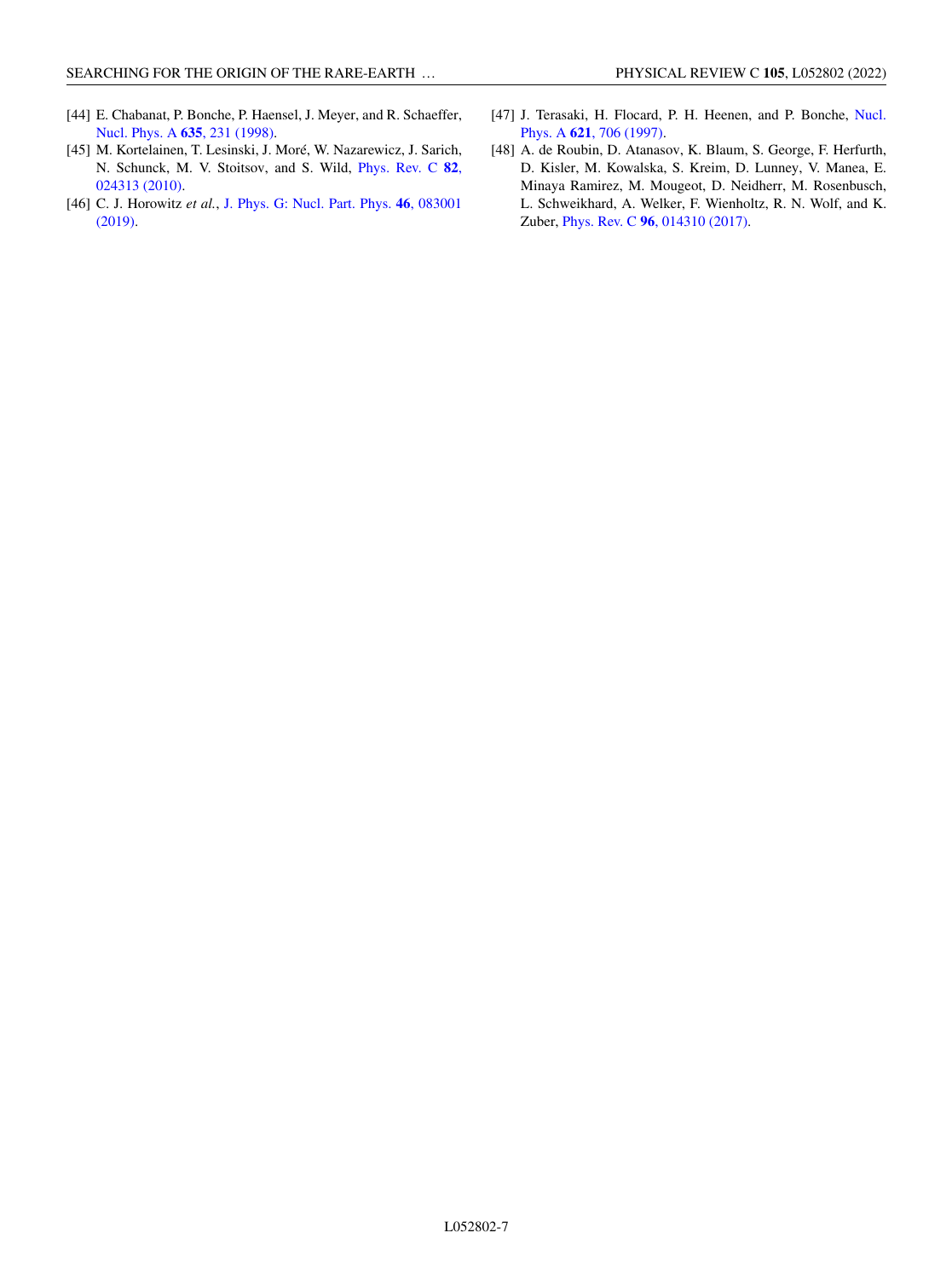[44] E. Chabanat, P. Bonche, P. Haensel, J. Meyer, and R. Schaeffer, Nucl. Phys. A **635**, 231 (1998).

[45] M. Kortelainen, T. Lesinski, J. Moré, W. Nazarewicz, J. Sarich, N. Schunck, M. V. Stoitsov, and S. Wild, Phys. Rev. C **82**, 024313 (2010).

[46] C. J. Horowitz *et al.*, J. Phys. G: Nucl. Part. Phys. **46**, 083001 (2019).

[47] J. Terasaki, H. Flocard, P. H. Heenen, and P. Bonche, Nucl. Phys. A **621**, 706 (1997).

[48] A. de Roubin, D. Atanasov, K. Blaum, S. George, F. Herfurth, D. Kisler, M. Kowalska, S. Kreim, D. Lunney, V. Manea, E. Minaya Ramirez, M. Mougeot, D. Neidherr, M. Rosenbusch, L. Schweikhard, A. Welker, F. Wienholtz, R. N. Wolf, and K. Zuber, Phys. Rev. C **96**, 014310 (2017).